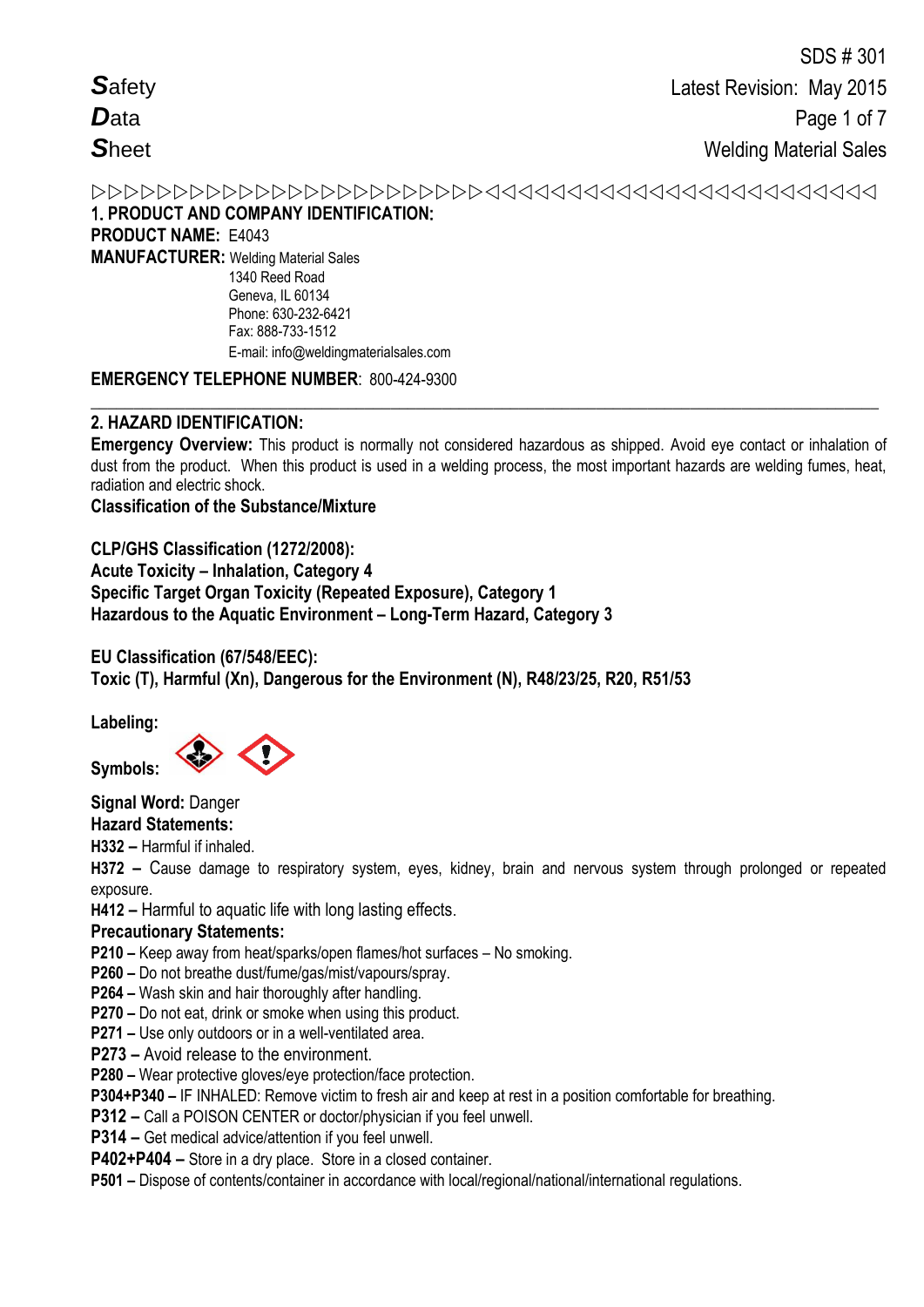**SDS # 301**
**Latest Revision: May 2015**

***S**afety*
***D**ata*
***S**heet*

Welding Material Sales

## 1. PRODUCT AND COMPANY IDENTIFICATION:

**PRODUCT NAME:** E4043

**MANUFACTURER:** Welding Material Sales
1340 Reed Road
Geneva, IL 60134
Phone: 630-232-6421
Fax: 888-733-1512
E-mail: info@weldingmaterialsales.com

**EMERGENCY TELEPHONE NUMBER**: 800-424-9300

---

## 2. HAZARD IDENTIFICATION:

**Emergency Overview:** This product is normally not considered hazardous as shipped. Avoid eye contact or inhalation of dust from the product. When this product is used in a welding process, the most important hazards are welding fumes, heat, radiation and electric shock.

**Classification of the Substance/Mixture**

**CLP/GHS Classification (1272/2008):**
**Acute Toxicity – Inhalation, Category 4**
**Specific Target Organ Toxicity (Repeated Exposure), Category 1**
**Hazardous to the Aquatic Environment – Long-Term Hazard, Category 3**

**EU Classification (67/548/EEC):**
**Toxic (T), Harmful (Xn), Dangerous for the Environment (N), R48/23/25, R20, R51/53**

**Labeling:**

**Symbols:**

**Signal Word:** Danger

**Hazard Statements:**

**H332 –** Harmful if inhaled.

**H372 –** Cause damage to respiratory system, eyes, kidney, brain and nervous system through prolonged or repeated exposure.

**H412 –** Harmful to aquatic life with long lasting effects.

**Precautionary Statements:**

**P210 –** Keep away from heat/sparks/open flames/hot surfaces – No smoking.
**P260 –** Do not breathe dust/fume/gas/mist/vapours/spray.
**P264 –** Wash skin and hair thoroughly after handling.
**P270 –** Do not eat, drink or smoke when using this product.
**P271 –** Use only outdoors or in a well-ventilated area.
**P273 –** Avoid release to the environment.
**P280 –** Wear protective gloves/eye protection/face protection.
**P304+P340 –** IF INHALED: Remove victim to fresh air and keep at rest in a position comfortable for breathing.
**P312 –** Call a POISON CENTER or doctor/physician if you feel unwell.
**P314 –** Get medical advice/attention if you feel unwell.
**P402+P404 –** Store in a dry place. Store in a closed container.
**P501 –** Dispose of contents/container in accordance with local/regional/national/international regulations.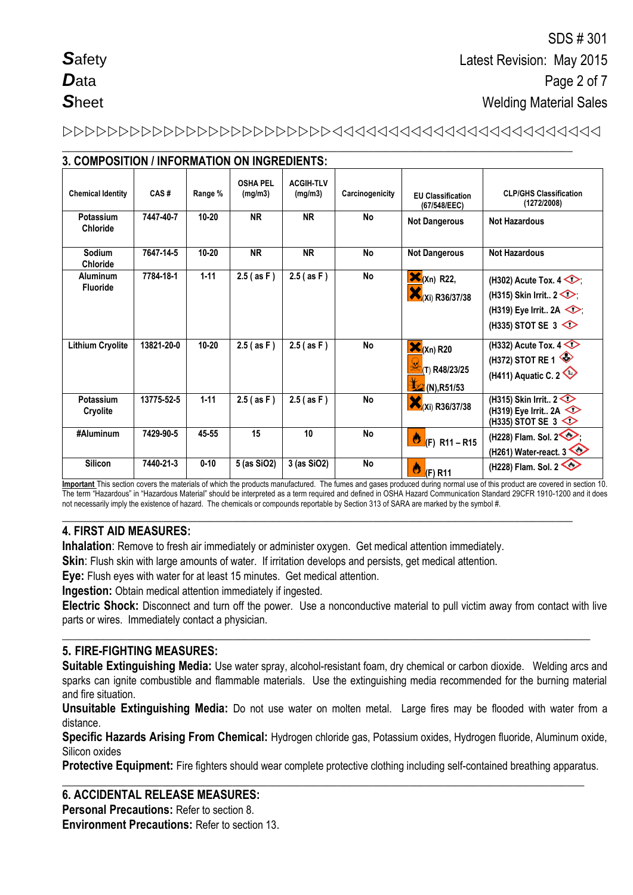## 3. COMPOSITION / INFORMATION ON INGREDIENTS:

| Chemical Identity | CAS # | Range % | OSHA PEL (mg/m3) | ACGIH-TLV (mg/m3) | Carcinogenicity | EU Classification (67/548/EEC) | CLP/GHS Classification (1272/2008) |
|---|---|---|---|---|---|---|---|
| Potassium Chloride | 7447-40-7 | 10-20 | NR | NR | No | Not Dangerous | Not Hazardous |
| Sodium Chloride | 7647-14-5 | 10-20 | NR | NR | No | Not Dangerous | Not Hazardous |
| Aluminum Fluoride | 7784-18-1 | 1-11 | 2.5 ( as F ) | 2.5 ( as F ) | No | (Xn) R22, (Xi) R36/37/38 | (H302) Acute Tox. 4; (H315) Skin Irrit.. 2; (H319) Eye Irrit.. 2A; (H335) STOT SE 3 |
| Lithium Cryolite | 13821-20-0 | 10-20 | 2.5 ( as F ) | 2.5 ( as F ) | No | (Xn) R20 (T) R48/23/25 (N),R51/53 | (H332) Acute Tox. 4 (H372) STOT RE 1 (H411) Aquatic C. 2 |
| Potassium Cryolite | 13775-52-5 | 1-11 | 2.5 ( as F ) | 2.5 ( as F ) | No | (Xi) R36/37/38 | (H315) Skin Irrit.. 2 (H319) Eye Irrit.. 2A (H335) STOT SE 3 |
| #Aluminum | 7429-90-5 | 45-55 | 15 | 10 | No | (F) R11 – R15 | (H228) Flam. Sol. 2; (H261) Water-react. 3 |
| Silicon | 7440-21-3 | 0-10 | 5 (as SiO2) | 3 (as SiO2) | No | (F) R11 | (H228) Flam. Sol. 2 |

**Important** This section covers the materials of which the products manufactured. The fumes and gases produced during normal use of this product are covered in section 10. The term "Hazardous" in "Hazardous Material" should be interpreted as a term required and defined in OSHA Hazard Communication Standard 29CFR 1910-1200 and it does not necessarily imply the existence of hazard. The chemicals or compounds reportable by Section 313 of SARA are marked by the symbol #.

## 4. FIRST AID MEASURES:

**Inhalation**: Remove to fresh air immediately or administer oxygen. Get medical attention immediately.

**Skin**: Flush skin with large amounts of water. If irritation develops and persists, get medical attention.

**Eye:** Flush eyes with water for at least 15 minutes. Get medical attention.

**Ingestion:** Obtain medical attention immediately if ingested.

**Electric Shock:** Disconnect and turn off the power. Use a nonconductive material to pull victim away from contact with live parts or wires. Immediately contact a physician.

## 5. FIRE-FIGHTING MEASURES:

**Suitable Extinguishing Media:** Use water spray, alcohol-resistant foam, dry chemical or carbon dioxide. Welding arcs and sparks can ignite combustible and flammable materials. Use the extinguishing media recommended for the burning material and fire situation.

**Unsuitable Extinguishing Media:** Do not use water on molten metal. Large fires may be flooded with water from a distance.

**Specific Hazards Arising From Chemical:** Hydrogen chloride gas, Potassium oxides, Hydrogen fluoride, Aluminum oxide, Silicon oxides

**Protective Equipment:** Fire fighters should wear complete protective clothing including self-contained breathing apparatus.

## 6. ACCIDENTAL RELEASE MEASURES:

**Personal Precautions:** Refer to section 8.

**Environment Precautions:** Refer to section 13.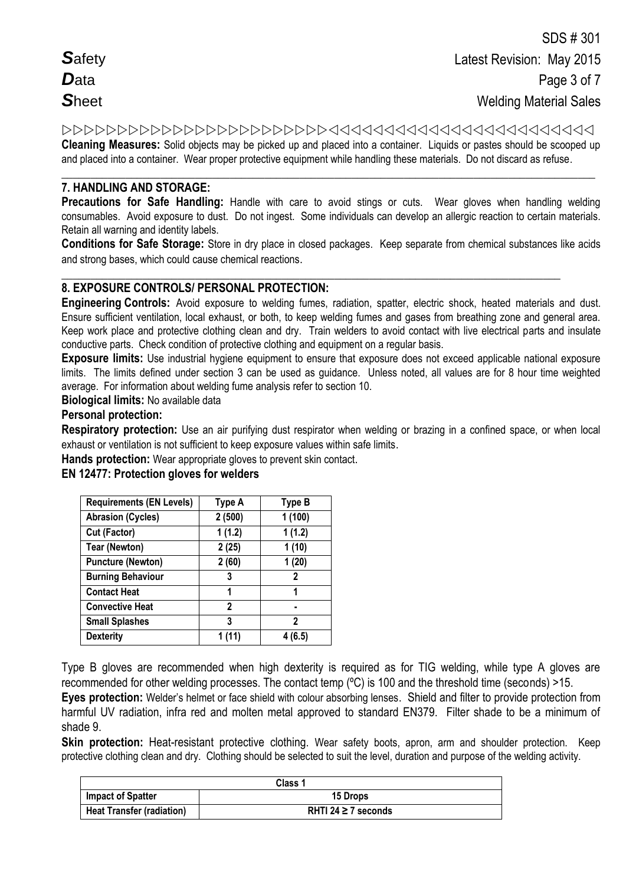**Cleaning Measures:** Solid objects may be picked up and placed into a container. Liquids or pastes should be scooped up and placed into a container. Wear proper protective equipment while handling these materials. Do not discard as refuse.

## 7. HANDLING AND STORAGE:

**Precautions for Safe Handling:** Handle with care to avoid stings or cuts. Wear gloves when handling welding consumables. Avoid exposure to dust. Do not ingest. Some individuals can develop an allergic reaction to certain materials. Retain all warning and identity labels.

**Conditions for Safe Storage:** Store in dry place in closed packages. Keep separate from chemical substances like acids and strong bases, which could cause chemical reactions.

## 8. EXPOSURE CONTROLS/ PERSONAL PROTECTION:

**Engineering Controls:** Avoid exposure to welding fumes, radiation, spatter, electric shock, heated materials and dust. Ensure sufficient ventilation, local exhaust, or both, to keep welding fumes and gases from breathing zone and general area. Keep work place and protective clothing clean and dry. Train welders to avoid contact with live electrical parts and insulate conductive parts. Check condition of protective clothing and equipment on a regular basis.

**Exposure limits:** Use industrial hygiene equipment to ensure that exposure does not exceed applicable national exposure limits. The limits defined under section 3 can be used as guidance. Unless noted, all values are for 8 hour time weighted average. For information about welding fume analysis refer to section 10.

**Biological limits:** No available data

**Personal protection:**

**Respiratory protection:** Use an air purifying dust respirator when welding or brazing in a confined space, or when local exhaust or ventilation is not sufficient to keep exposure values within safe limits.

**Hands protection:** Wear appropriate gloves to prevent skin contact.

**EN 12477: Protection gloves for welders**

| Requirements (EN Levels) | Type A | Type B |
|---|---|---|
| Abrasion (Cycles) | 2 (500) | 1 (100) |
| Cut (Factor) | 1 (1.2) | 1 (1.2) |
| Tear (Newton) | 2 (25) | 1 (10) |
| Puncture (Newton) | 2 (60) | 1 (20) |
| Burning Behaviour | 3 | 2 |
| Contact Heat | 1 | 1 |
| Convective Heat | 2 | - |
| Small Splashes | 3 | 2 |
| Dexterity | 1 (11) | 4 (6.5) |

Type B gloves are recommended when high dexterity is required as for TIG welding, while type A gloves are recommended for other welding processes. The contact temp (ºC) is 100 and the threshold time (seconds) >15.

**Eyes protection:** Welder's helmet or face shield with colour absorbing lenses. Shield and filter to provide protection from harmful UV radiation, infra red and molten metal approved to standard EN379. Filter shade to be a minimum of shade 9.

**Skin protection:** Heat-resistant protective clothing. Wear safety boots, apron, arm and shoulder protection. Keep protective clothing clean and dry. Clothing should be selected to suit the level, duration and purpose of the welding activity.

| Class 1 | |
|---|---|
| Impact of Spatter | 15 Drops |
| Heat Transfer (radiation) | RHTI 24 ≥ 7 seconds |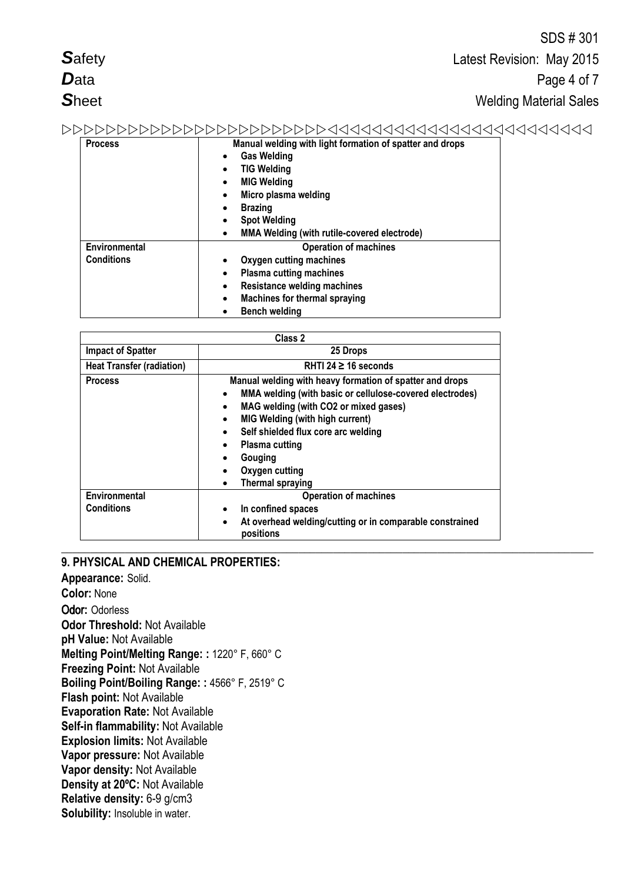| Process | Manual welding with light formation of spatter and drops<br>• Gas Welding<br>• TIG Welding<br>• MIG Welding<br>• Micro plasma welding<br>• Brazing<br>• Spot Welding<br>• MMA Welding (with rutile-covered electrode) |
|---|---|
| Environmental Conditions | Operation of machines<br>• Oxygen cutting machines<br>• Plasma cutting machines<br>• Resistance welding machines<br>• Machines for thermal spraying<br>• Bench welding |

| Class 2 | |
|---|---|
| Impact of Spatter | 25 Drops |
| Heat Transfer (radiation) | RHTI 24 ≥ 16 seconds |
| Process | Manual welding with heavy formation of spatter and drops<br>• MMA welding (with basic or cellulose-covered electrodes)<br>• MAG welding (with $CO_2$ or mixed gases)<br>• MIG Welding (with high current)<br>• Self shielded flux core arc welding<br>• Plasma cutting<br>• Gouging<br>• Oxygen cutting<br>• Thermal spraying |
| Environmental Conditions | Operation of machines<br>• In confined spaces<br>• At overhead welding/cutting or in comparable constrained positions |

## 9. PHYSICAL AND CHEMICAL PROPERTIES:

**Appearance:** Solid.
**Color:** None
**Odor:** Odorless
**Odor Threshold:** Not Available
**pH Value:** Not Available
**Melting Point/Melting Range: :** 1220° F, 660° C
**Freezing Point:** Not Available
**Boiling Point/Boiling Range: :** 4566° F, 2519° C
**Flash point:** Not Available
**Evaporation Rate:** Not Available
**Self-in flammability:** Not Available
**Explosion limits:** Not Available
**Vapor pressure:** Not Available
**Vapor density:** Not Available
**Density at 20ºC:** Not Available
**Relative density:** 6-9 g/cm3
**Solubility:** Insoluble in water.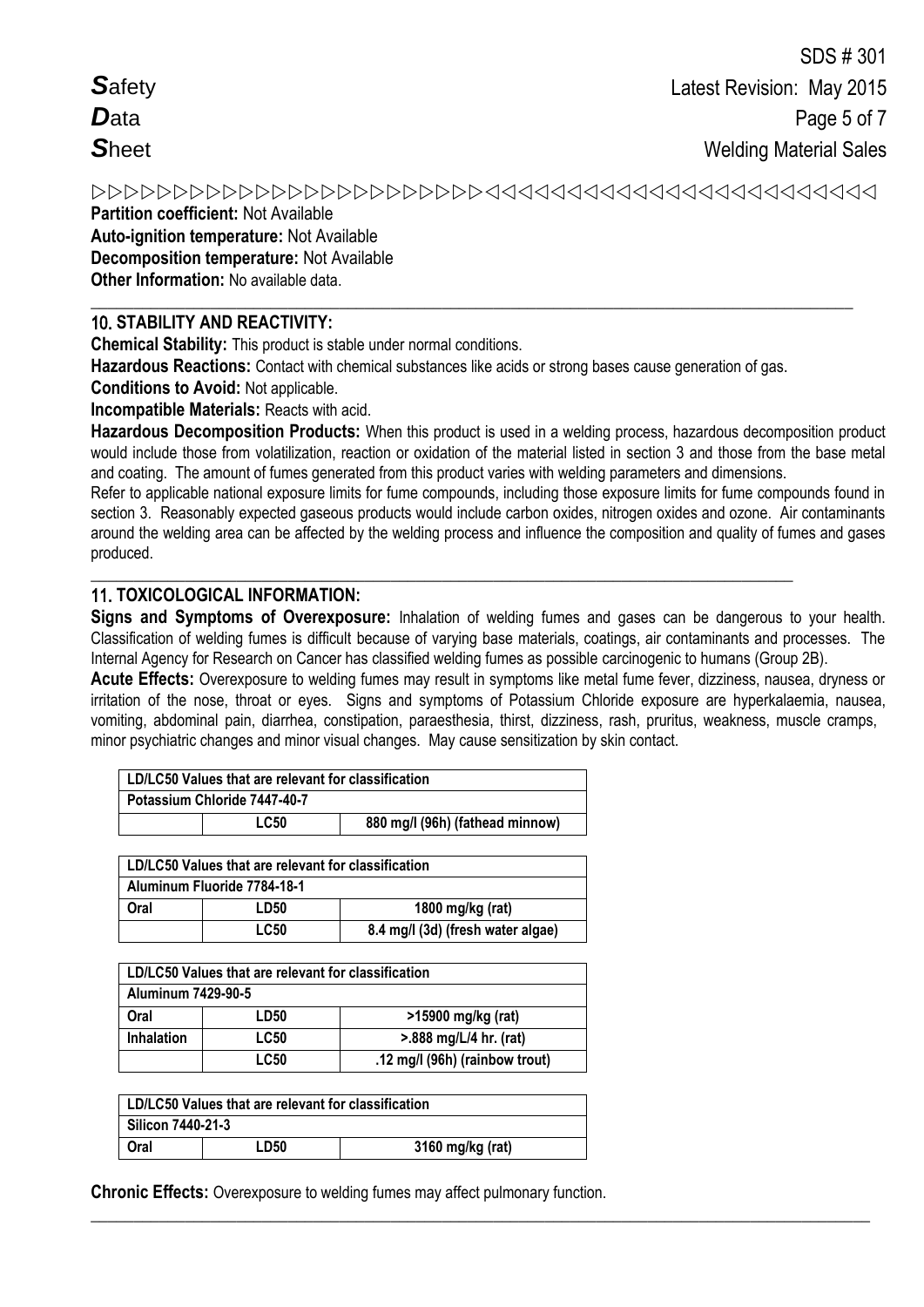**Partition coefficient:** Not Available
**Auto-ignition temperature:** Not Available
**Decomposition temperature:** Not Available
**Other Information:** No available data.

## 10. STABILITY AND REACTIVITY:

**Chemical Stability:** This product is stable under normal conditions.

**Hazardous Reactions:** Contact with chemical substances like acids or strong bases cause generation of gas.

**Conditions to Avoid:** Not applicable.

**Incompatible Materials:** Reacts with acid.

**Hazardous Decomposition Products:** When this product is used in a welding process, hazardous decomposition product would include those from volatilization, reaction or oxidation of the material listed in section 3 and those from the base metal and coating. The amount of fumes generated from this product varies with welding parameters and dimensions.

Refer to applicable national exposure limits for fume compounds, including those exposure limits for fume compounds found in section 3. Reasonably expected gaseous products would include carbon oxides, nitrogen oxides and ozone. Air contaminants around the welding area can be affected by the welding process and influence the composition and quality of fumes and gases produced.

## 11. TOXICOLOGICAL INFORMATION:

**Signs and Symptoms of Overexposure:** Inhalation of welding fumes and gases can be dangerous to your health. Classification of welding fumes is difficult because of varying base materials, coatings, air contaminants and processes. The Internal Agency for Research on Cancer has classified welding fumes as possible carcinogenic to humans (Group 2B).

**Acute Effects:** Overexposure to welding fumes may result in symptoms like metal fume fever, dizziness, nausea, dryness or irritation of the nose, throat or eyes. Signs and symptoms of Potassium Chloride exposure are hyperkalaemia, nausea, vomiting, abdominal pain, diarrhea, constipation, paraesthesia, thirst, dizziness, rash, pruritus, weakness, muscle cramps, minor psychiatric changes and minor visual changes. May cause sensitization by skin contact.

| LD/LC50 Values that are relevant for classification | | |
|---|---|---|
| Potassium Chloride 7447-40-7 | | |
| | LC50 | 880 mg/l (96h) (fathead minnow) |

| LD/LC50 Values that are relevant for classification | | |
|---|---|---|
| Aluminum Fluoride 7784-18-1 | | |
| Oral | LD50 | 1800 mg/kg (rat) |
| | LC50 | 8.4 mg/l (3d) (fresh water algae) |

| LD/LC50 Values that are relevant for classification | | |
|---|---|---|
| Aluminum 7429-90-5 | | |
| Oral | LD50 | >15900 mg/kg (rat) |
| Inhalation | LC50 | >.888 mg/L/4 hr. (rat) |
| | LC50 | .12 mg/l (96h) (rainbow trout) |

| LD/LC50 Values that are relevant for classification | | |
|---|---|---|
| Silicon 7440-21-3 | | |
| Oral | LD50 | 3160 mg/kg (rat) |

**Chronic Effects:** Overexposure to welding fumes may affect pulmonary function.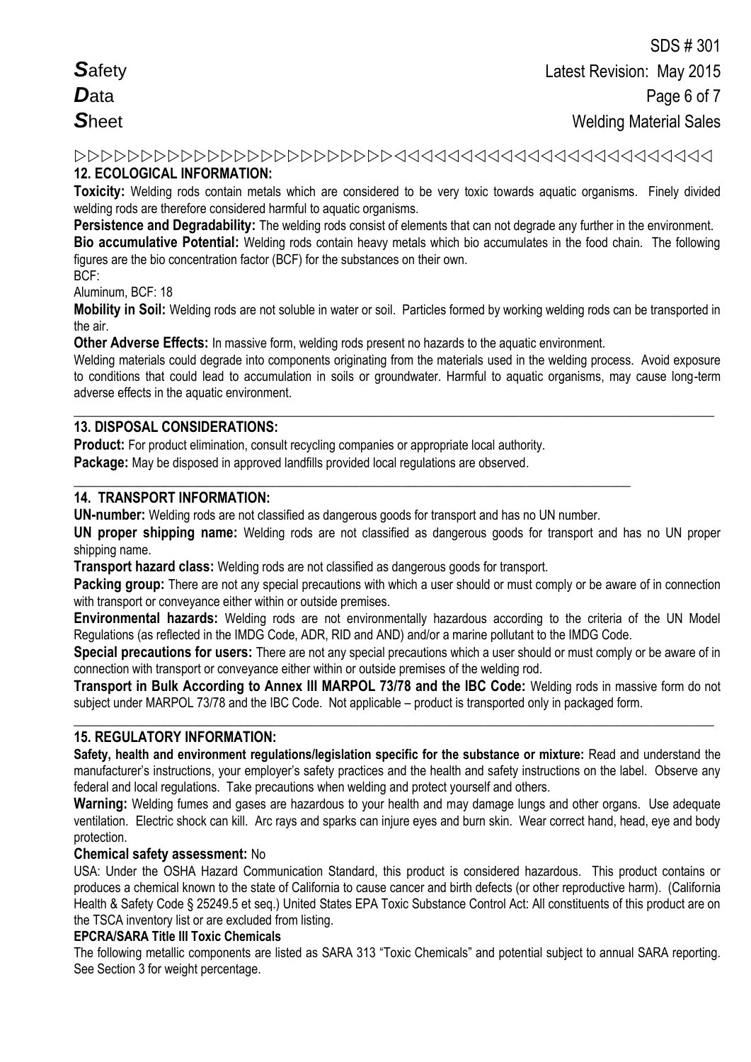## 12. ECOLOGICAL INFORMATION:

**Toxicity:** Welding rods contain metals which are considered to be very toxic towards aquatic organisms. Finely divided welding rods are therefore considered harmful to aquatic organisms.

**Persistence and Degradability:** The welding rods consist of elements that can not degrade any further in the environment.

**Bio accumulative Potential:** Welding rods contain heavy metals which bio accumulates in the food chain. The following figures are the bio concentration factor (BCF) for the substances on their own.

BCF:

Aluminum, BCF: 18

**Mobility in Soil:** Welding rods are not soluble in water or soil. Particles formed by working welding rods can be transported in the air.

**Other Adverse Effects:** In massive form, welding rods present no hazards to the aquatic environment.

Welding materials could degrade into components originating from the materials used in the welding process. Avoid exposure to conditions that could lead to accumulation in soils or groundwater. Harmful to aquatic organisms, may cause long-term adverse effects in the aquatic environment.

## 13. DISPOSAL CONSIDERATIONS:

**Product:** For product elimination, consult recycling companies or appropriate local authority.

**Package:** May be disposed in approved landfills provided local regulations are observed.

## 14. TRANSPORT INFORMATION:

**UN-number:** Welding rods are not classified as dangerous goods for transport and has no UN number.

**UN proper shipping name:** Welding rods are not classified as dangerous goods for transport and has no UN proper shipping name.

**Transport hazard class:** Welding rods are not classified as dangerous goods for transport.

**Packing group:** There are not any special precautions with which a user should or must comply or be aware of in connection with transport or conveyance either within or outside premises.

**Environmental hazards:** Welding rods are not environmentally hazardous according to the criteria of the UN Model Regulations (as reflected in the IMDG Code, ADR, RID and AND) and/or a marine pollutant to the IMDG Code.

**Special precautions for users:** There are not any special precautions which a user should or must comply or be aware of in connection with transport or conveyance either within or outside premises of the welding rod.

**Transport in Bulk According to Annex III MARPOL 73/78 and the IBC Code:** Welding rods in massive form do not subject under MARPOL 73/78 and the IBC Code. Not applicable – product is transported only in packaged form.

## 15. REGULATORY INFORMATION:

**Safety, health and environment regulations/legislation specific for the substance or mixture:** Read and understand the manufacturer's instructions, your employer's safety practices and the health and safety instructions on the label. Observe any federal and local regulations. Take precautions when welding and protect yourself and others.

**Warning:** Welding fumes and gases are hazardous to your health and may damage lungs and other organs. Use adequate ventilation. Electric shock can kill. Arc rays and sparks can injure eyes and burn skin. Wear correct hand, head, eye and body protection.

**Chemical safety assessment:** No

USA: Under the OSHA Hazard Communication Standard, this product is considered hazardous. This product contains or produces a chemical known to the state of California to cause cancer and birth defects (or other reproductive harm). (California Health & Safety Code § 25249.5 et seq.) United States EPA Toxic Substance Control Act: All constituents of this product are on the TSCA inventory list or are excluded from listing.

**EPCRA/SARA Title III Toxic Chemicals**

The following metallic components are listed as SARA 313 "Toxic Chemicals" and potential subject to annual SARA reporting. See Section 3 for weight percentage.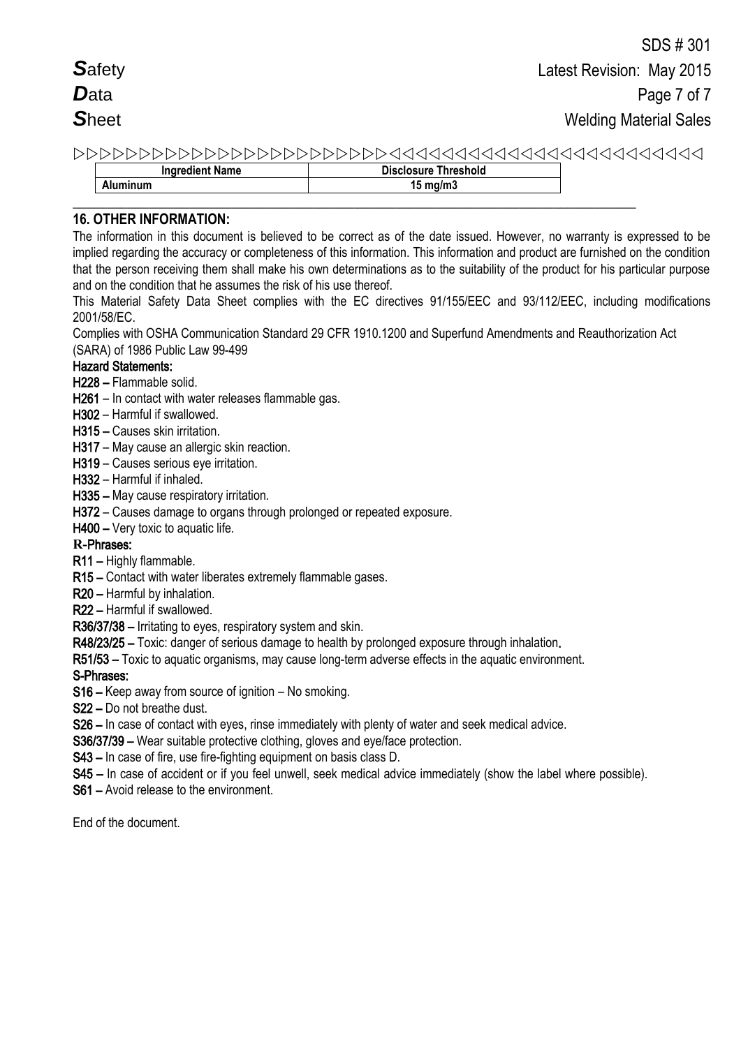| Ingredient Name | Disclosure Threshold |
| --- | --- |
| Aluminum | 15 mg/m3 |

## 16. OTHER INFORMATION:

The information in this document is believed to be correct as of the date issued. However, no warranty is expressed to be implied regarding the accuracy or completeness of this information. This information and product are furnished on the condition that the person receiving them shall make his own determinations as to the suitability of the product for his particular purpose and on the condition that he assumes the risk of his use thereof.

This Material Safety Data Sheet complies with the EC directives 91/155/EEC and 93/112/EEC, including modifications 2001/58/EC.

Complies with OSHA Communication Standard 29 CFR 1910.1200 and Superfund Amendments and Reauthorization Act (SARA) of 1986 Public Law 99-499

**Hazard Statements:**

**H228 –** Flammable solid.
**H261** – In contact with water releases flammable gas.
**H302** – Harmful if swallowed.
**H315 –** Causes skin irritation.
**H317** – May cause an allergic skin reaction.
**H319** – Causes serious eye irritation.
**H332** – Harmful if inhaled.
**H335 –** May cause respiratory irritation.
**H372** – Causes damage to organs through prolonged or repeated exposure.
**H400 –** Very toxic to aquatic life.

**R-Phrases:**

**R11 –** Highly flammable.
**R15 –** Contact with water liberates extremely flammable gases.
**R20 –** Harmful by inhalation.
**R22 –** Harmful if swallowed.
**R36/37/38 –** Irritating to eyes, respiratory system and skin.
**R48/23/25 –** Toxic: danger of serious damage to health by prolonged exposure through inhalation.
**R51/53 –** Toxic to aquatic organisms, may cause long-term adverse effects in the aquatic environment.

**S-Phrases:**

**S16 –** Keep away from source of ignition – No smoking.
**S22 –** Do not breathe dust.
**S26 –** In case of contact with eyes, rinse immediately with plenty of water and seek medical advice.
**S36/37/39 –** Wear suitable protective clothing, gloves and eye/face protection.
**S43 –** In case of fire, use fire-fighting equipment on basis class D.
**S45 –** In case of accident or if you feel unwell, seek medical advice immediately (show the label where possible).
**S61 –** Avoid release to the environment.

End of the document.